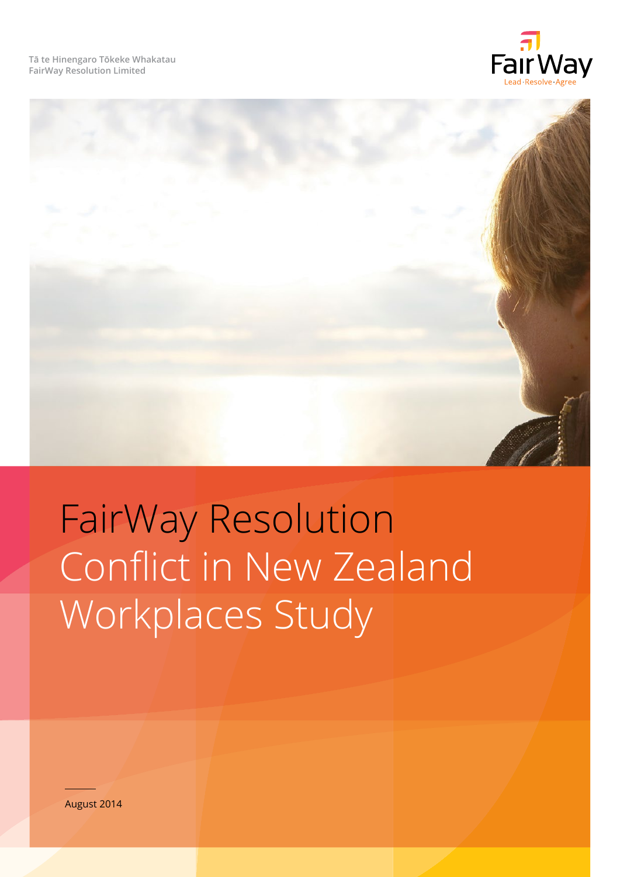Tā te Hinengaro Tōkeke Whakatau
FairWay Resolution Limited

FairWay
Lead · Resolve · Agree

# FairWay Resolution Conflict in New Zealand Workplaces Study

August 2014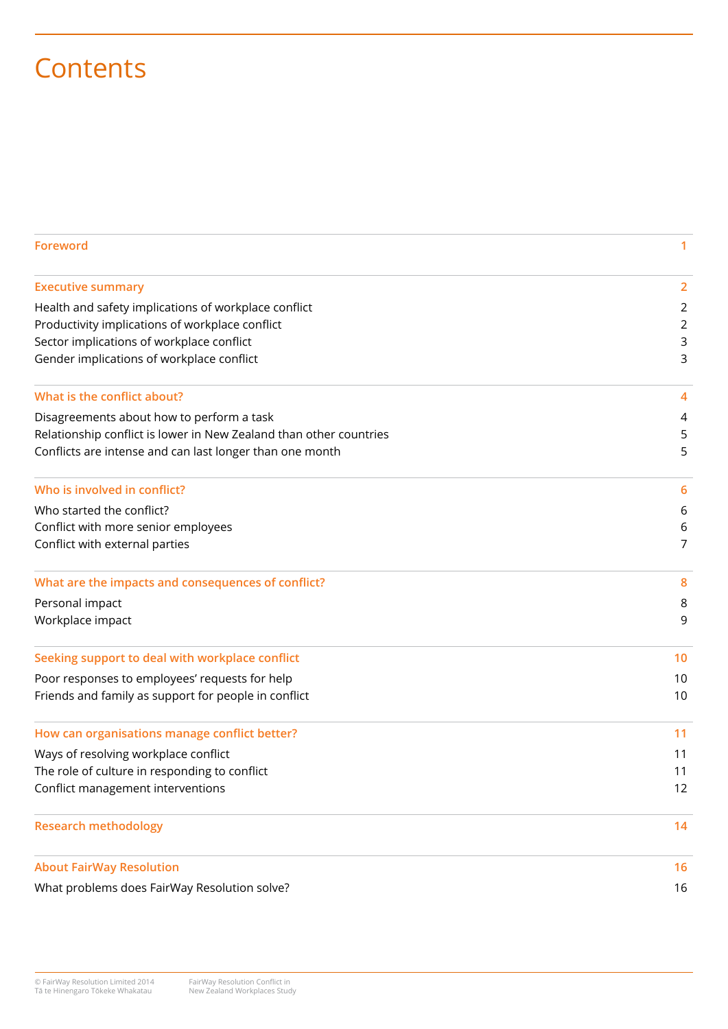# Contents

| | |
|---|---|
| **Foreword** | **1** |
| **Executive summary** | **2** |
| Health and safety implications of workplace conflict | 2 |
| Productivity implications of workplace conflict | 2 |
| Sector implications of workplace conflict | 3 |
| Gender implications of workplace conflict | 3 |
| **What is the conflict about?** | **4** |
| Disagreements about how to perform a task | 4 |
| Relationship conflict is lower in New Zealand than other countries | 5 |
| Conflicts are intense and can last longer than one month | 5 |
| **Who is involved in conflict?** | **6** |
| Who started the conflict? | 6 |
| Conflict with more senior employees | 6 |
| Conflict with external parties | 7 |
| **What are the impacts and consequences of conflict?** | **8** |
| Personal impact | 8 |
| Workplace impact | 9 |
| **Seeking support to deal with workplace conflict** | **10** |
| Poor responses to employees' requests for help | 10 |
| Friends and family as support for people in conflict | 10 |
| **How can organisations manage conflict better?** | **11** |
| Ways of resolving workplace conflict | 11 |
| The role of culture in responding to conflict | 11 |
| Conflict management interventions | 12 |
| **Research methodology** | **14** |
| **About FairWay Resolution** | **16** |
| What problems does FairWay Resolution solve? | 16 |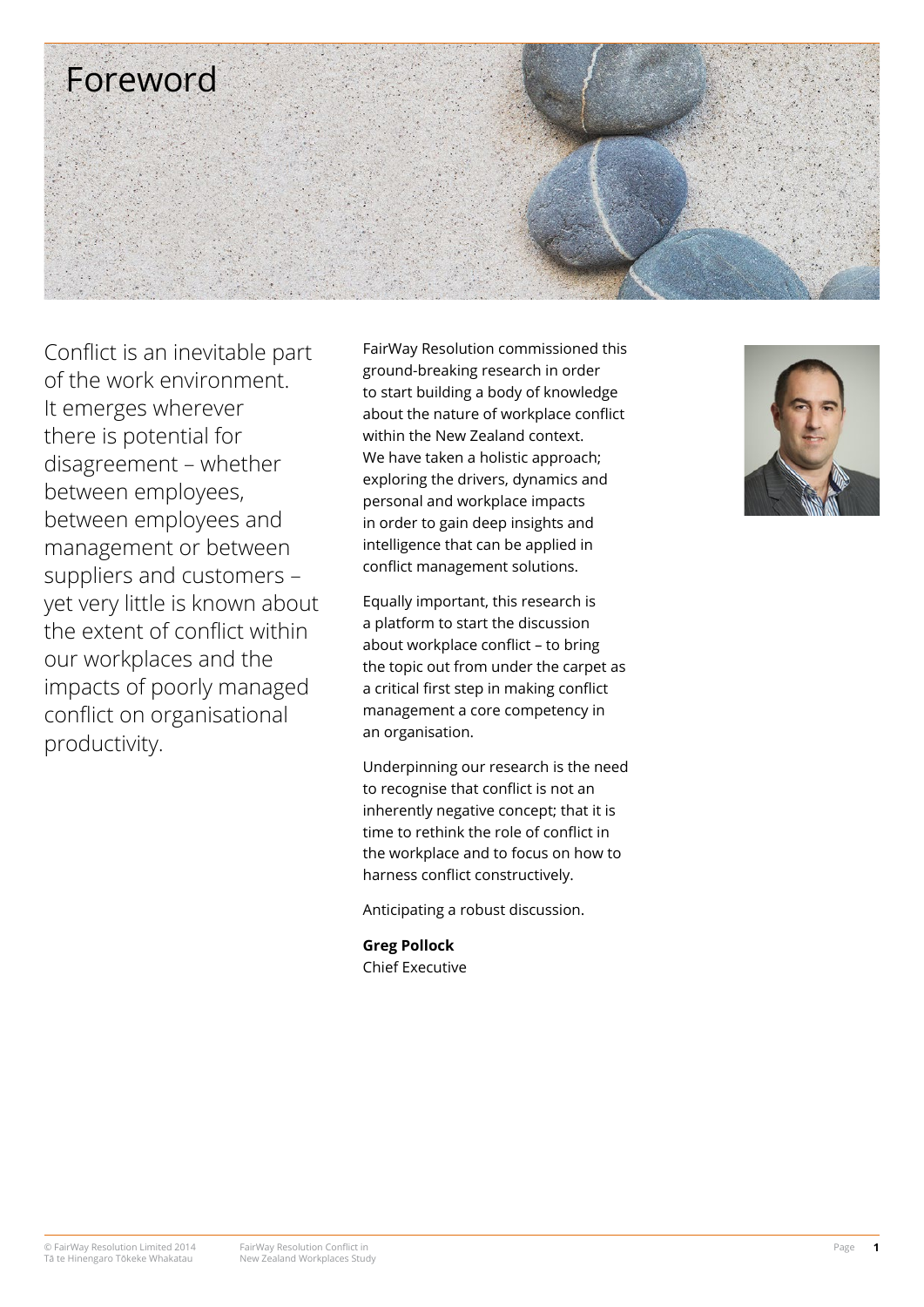# Foreword

Conflict is an inevitable part of the work environment. It emerges wherever there is potential for disagreement – whether between employees, between employees and management or between suppliers and customers – yet very little is known about the extent of conflict within our workplaces and the impacts of poorly managed conflict on organisational productivity.

FairWay Resolution commissioned this ground-breaking research in order to start building a body of knowledge about the nature of workplace conflict within the New Zealand context. We have taken a holistic approach; exploring the drivers, dynamics and personal and workplace impacts in order to gain deep insights and intelligence that can be applied in conflict management solutions.

Equally important, this research is a platform to start the discussion about workplace conflict – to bring the topic out from under the carpet as a critical first step in making conflict management a core competency in an organisation.

Underpinning our research is the need to recognise that conflict is not an inherently negative concept; that it is time to rethink the role of conflict in the workplace and to focus on how to harness conflict constructively.

Anticipating a robust discussion.

**Greg Pollock**
Chief Executive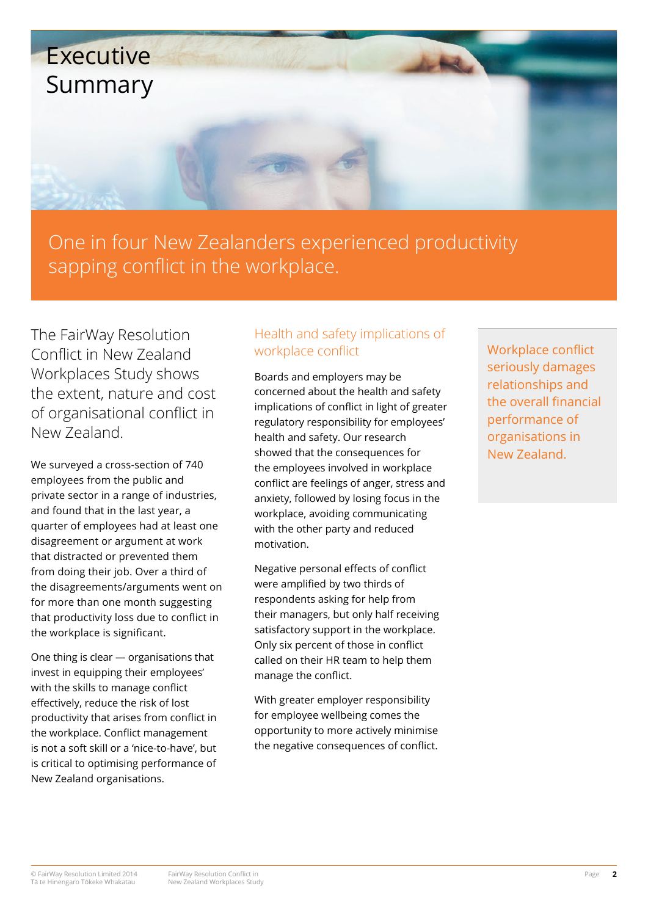# Executive Summary

One in four New Zealanders experienced productivity sapping conflict in the workplace.

The FairWay Resolution Conflict in New Zealand Workplaces Study shows the extent, nature and cost of organisational conflict in New Zealand.

We surveyed a cross-section of 740 employees from the public and private sector in a range of industries, and found that in the last year, a quarter of employees had at least one disagreement or argument at work that distracted or prevented them from doing their job. Over a third of the disagreements/arguments went on for more than one month suggesting that productivity loss due to conflict in the workplace is significant.

One thing is clear — organisations that invest in equipping their employees' with the skills to manage conflict effectively, reduce the risk of lost productivity that arises from conflict in the workplace. Conflict management is not a soft skill or a 'nice-to-have', but is critical to optimising performance of New Zealand organisations.

## Health and safety implications of workplace conflict

Boards and employers may be concerned about the health and safety implications of conflict in light of greater regulatory responsibility for employees' health and safety. Our research showed that the consequences for the employees involved in workplace conflict are feelings of anger, stress and anxiety, followed by losing focus in the workplace, avoiding communicating with the other party and reduced motivation.

Negative personal effects of conflict were amplified by two thirds of respondents asking for help from their managers, but only half receiving satisfactory support in the workplace. Only six percent of those in conflict called on their HR team to help them manage the conflict.

With greater employer responsibility for employee wellbeing comes the opportunity to more actively minimise the negative consequences of conflict.

Workplace conflict seriously damages relationships and the overall financial performance of organisations in New Zealand.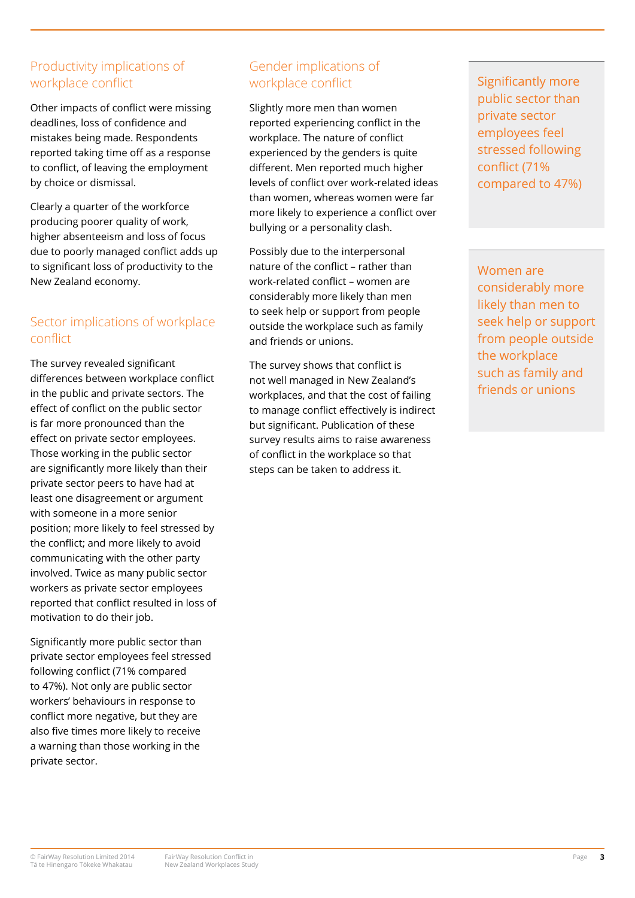## Productivity implications of workplace conflict

Other impacts of conflict were missing deadlines, loss of confidence and mistakes being made. Respondents reported taking time off as a response to conflict, of leaving the employment by choice or dismissal.

Clearly a quarter of the workforce producing poorer quality of work, higher absenteeism and loss of focus due to poorly managed conflict adds up to significant loss of productivity to the New Zealand economy.

## Sector implications of workplace conflict

The survey revealed significant differences between workplace conflict in the public and private sectors. The effect of conflict on the public sector is far more pronounced than the effect on private sector employees. Those working in the public sector are significantly more likely than their private sector peers to have had at least one disagreement or argument with someone in a more senior position; more likely to feel stressed by the conflict; and more likely to avoid communicating with the other party involved. Twice as many public sector workers as private sector employees reported that conflict resulted in loss of motivation to do their job.

Significantly more public sector than private sector employees feel stressed following conflict (71% compared to 47%). Not only are public sector workers' behaviours in response to conflict more negative, but they are also five times more likely to receive a warning than those working in the private sector.

## Gender implications of workplace conflict

Slightly more men than women reported experiencing conflict in the workplace. The nature of conflict experienced by the genders is quite different. Men reported much higher levels of conflict over work-related ideas than women, whereas women were far more likely to experience a conflict over bullying or a personality clash.

Possibly due to the interpersonal nature of the conflict – rather than work-related conflict – women are considerably more likely than men to seek help or support from people outside the workplace such as family and friends or unions.

The survey shows that conflict is not well managed in New Zealand's workplaces, and that the cost of failing to manage conflict effectively is indirect but significant. Publication of these survey results aims to raise awareness of conflict in the workplace so that steps can be taken to address it.

> Significantly more public sector than private sector employees feel stressed following conflict (71% compared to 47%)

> Women are considerably more likely than men to seek help or support from people outside the workplace such as family and friends or unions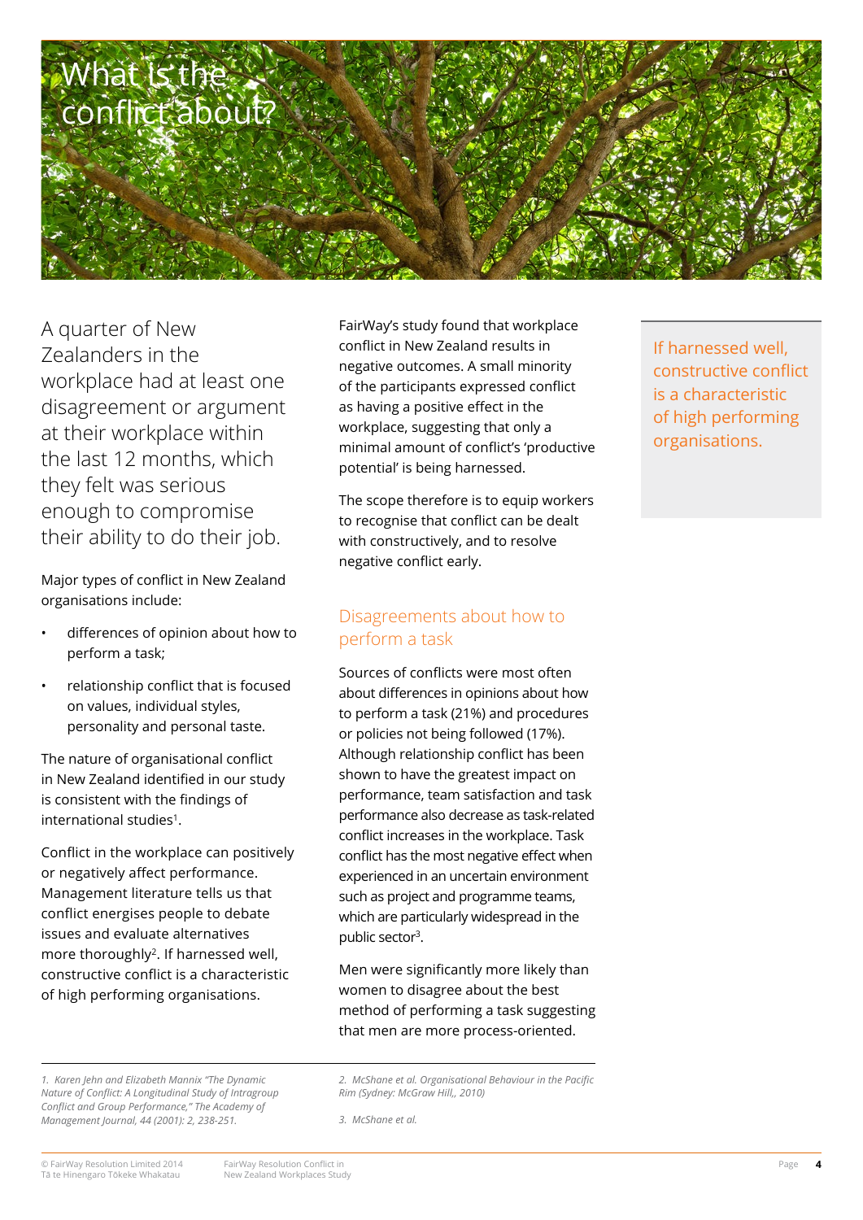# What is the conflict about?

A quarter of New Zealanders in the workplace had at least one disagreement or argument at their workplace within the last 12 months, which they felt was serious enough to compromise their ability to do their job.

Major types of conflict in New Zealand organisations include:

- differences of opinion about how to perform a task;
- relationship conflict that is focused on values, individual styles, personality and personal taste.

The nature of organisational conflict in New Zealand identified in our study is consistent with the findings of international studies[1].

Conflict in the workplace can positively or negatively affect performance. Management literature tells us that conflict energises people to debate issues and evaluate alternatives more thoroughly[2]. If harnessed well, constructive conflict is a characteristic of high performing organisations.

FairWay's study found that workplace conflict in New Zealand results in negative outcomes. A small minority of the participants expressed conflict as having a positive effect in the workplace, suggesting that only a minimal amount of conflict's 'productive potential' is being harnessed.

The scope therefore is to equip workers to recognise that conflict can be dealt with constructively, and to resolve negative conflict early.

## Disagreements about how to perform a task

Sources of conflicts were most often about differences in opinions about how to perform a task (21%) and procedures or policies not being followed (17%). Although relationship conflict has been shown to have the greatest impact on performance, team satisfaction and task performance also decrease as task-related conflict increases in the workplace. Task conflict has the most negative effect when experienced in an uncertain environment such as project and programme teams, which are particularly widespread in the public sector[3].

Men were significantly more likely than women to disagree about the best method of performing a task suggesting that men are more process-oriented.

> If harnessed well, constructive conflict is a characteristic of high performing organisations.

---

1. *Karen Jehn and Elizabeth Mannix "The Dynamic Nature of Conflict: A Longitudinal Study of Intragroup Conflict and Group Performance," The Academy of Management Journal, 44 (2001): 2, 238-251.*

2. *McShane et al. Organisational Behaviour in the Pacific Rim (Sydney: McGraw Hill,, 2010)*

3. *McShane et al.*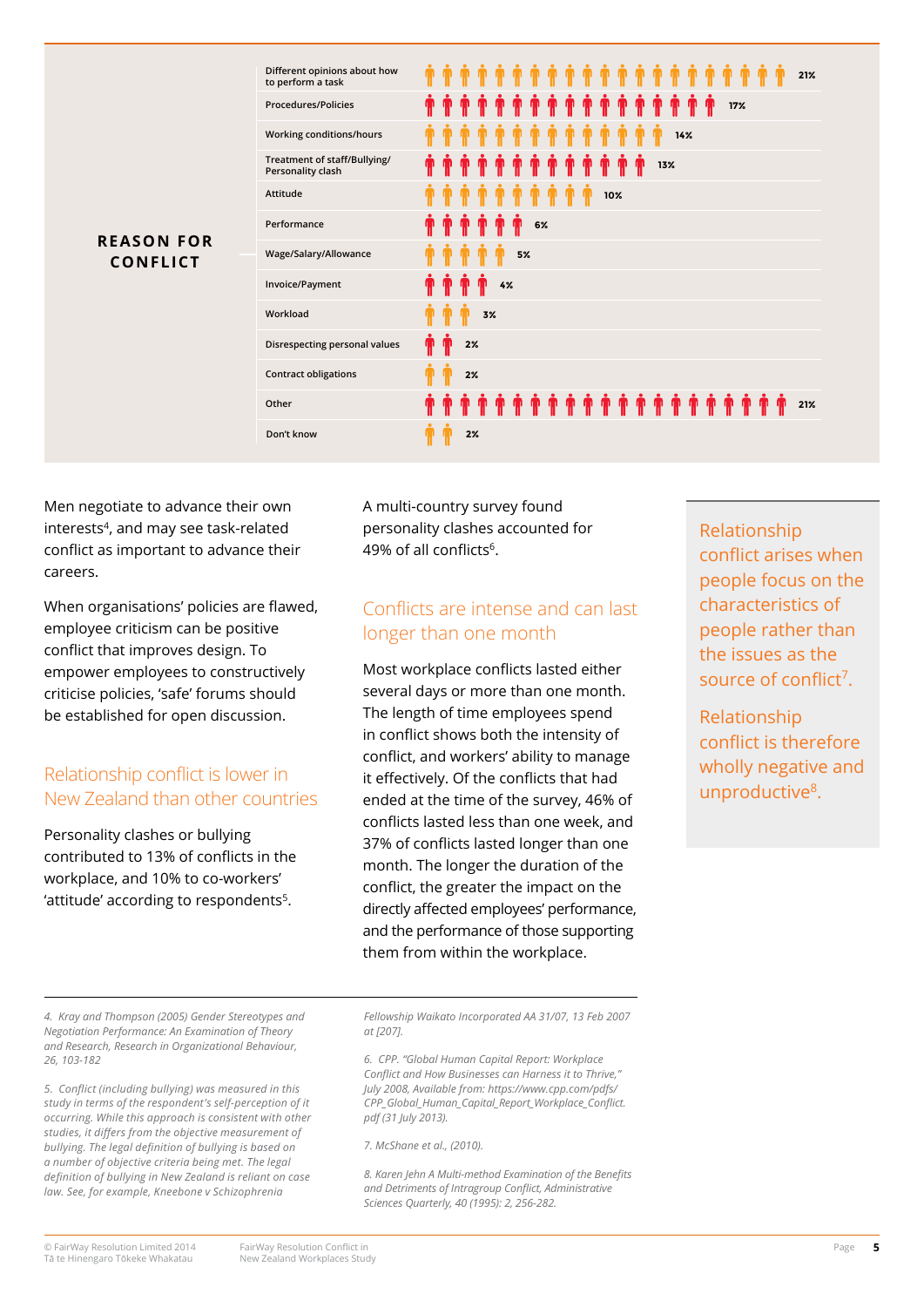## REASON FOR CONFLICT

| Reason | Percentage |
|---|---|
| Different opinions about how to perform a task | 21% |
| Procedures/Policies | 17% |
| Working conditions/hours | 14% |
| Treatment of staff/Bullying/ Personality clash | 13% |
| Attitude | 10% |
| Performance | 6% |
| Wage/Salary/Allowance | 5% |
| Invoice/Payment | 4% |
| Workload | 3% |
| Disrespecting personal values | 2% |
| Contract obligations | 2% |
| Other | 21% |
| Don't know | 2% |

Men negotiate to advance their own interests[4], and may see task-related conflict as important to advance their careers.

When organisations' policies are flawed, employee criticism can be positive conflict that improves design. To empower employees to constructively criticise policies, 'safe' forums should be established for open discussion.

### Relationship conflict is lower in New Zealand than other countries

Personality clashes or bullying contributed to 13% of conflicts in the workplace, and 10% to co-workers' 'attitude' according to respondents[5].

A multi-country survey found personality clashes accounted for 49% of all conflicts[6].

### Conflicts are intense and can last longer than one month

Most workplace conflicts lasted either several days or more than one month. The length of time employees spend in conflict shows both the intensity of conflict, and workers' ability to manage it effectively. Of the conflicts that had ended at the time of the survey, 46% of conflicts lasted less than one week, and 37% of conflicts lasted longer than one month. The longer the duration of the conflict, the greater the impact on the directly affected employees' performance, and the performance of those supporting them from within the workplace.

Relationship conflict arises when people focus on the characteristics of people rather than the issues as the source of conflict[7].

Relationship conflict is therefore wholly negative and unproductive[8].

---

*4. Kray and Thompson (2005) Gender Stereotypes and Negotiation Performance: An Examination of Theory and Research, Research in Organizational Behaviour, 26, 103-182*

*5. Conflict (including bullying) was measured in this study in terms of the respondent's self-perception of it occurring. While this approach is consistent with other studies, it differs from the objective measurement of bullying. The legal definition of bullying is based on a number of objective criteria being met. The legal definition of bullying in New Zealand is reliant on case law. See, for example, Kneebone v Schizophrenia Fellowship Waikato Incorporated AA 31/07, 13 Feb 2007 at [207].*

*6. CPP. "Global Human Capital Report: Workplace Conflict and How Businesses can Harness it to Thrive," July 2008, Available from: https://www.cpp.com/pdfs/CPP_Global_Human_Capital_Report_Workplace_Conflict.pdf (31 July 2013).*

*7. McShane et al., (2010).*

*8. Karen Jehn A Multi-method Examination of the Benefits and Detriments of Intragroup Conflict, Administrative Sciences Quarterly, 40 (1995): 2, 256-282.*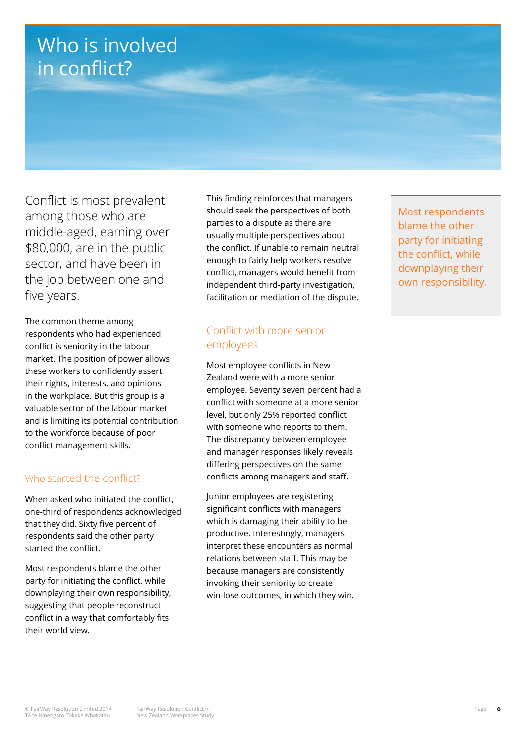# Who is involved in conflict?

Conflict is most prevalent among those who are middle-aged, earning over $80,000, are in the public sector, and have been in the job between one and five years.

The common theme among respondents who had experienced conflict is seniority in the labour market. The position of power allows these workers to confidently assert their rights, interests, and opinions in the workplace. But this group is a valuable sector of the labour market and is limiting its potential contribution to the workforce because of poor conflict management skills.

## Who started the conflict?

When asked who initiated the conflict, one-third of respondents acknowledged that they did. Sixty five percent of respondents said the other party started the conflict.

Most respondents blame the other party for initiating the conflict, while downplaying their own responsibility, suggesting that people reconstruct conflict in a way that comfortably fits their world view.

This finding reinforces that managers should seek the perspectives of both parties to a dispute as there are usually multiple perspectives about the conflict. If unable to remain neutral enough to fairly help workers resolve conflict, managers would benefit from independent third-party investigation, facilitation or mediation of the dispute.

## Conflict with more senior employees

Most employee conflicts in New Zealand were with a more senior employee. Seventy seven percent had a conflict with someone at a more senior level, but only 25% reported conflict with someone who reports to them. The discrepancy between employee and manager responses likely reveals differing perspectives on the same conflicts among managers and staff.

Junior employees are registering significant conflicts with managers which is damaging their ability to be productive. Interestingly, managers interpret these encounters as normal relations between staff. This may be because managers are consistently invoking their seniority to create win-lose outcomes, in which they win.

> Most respondents blame the other party for initiating the conflict, while downplaying their own responsibility.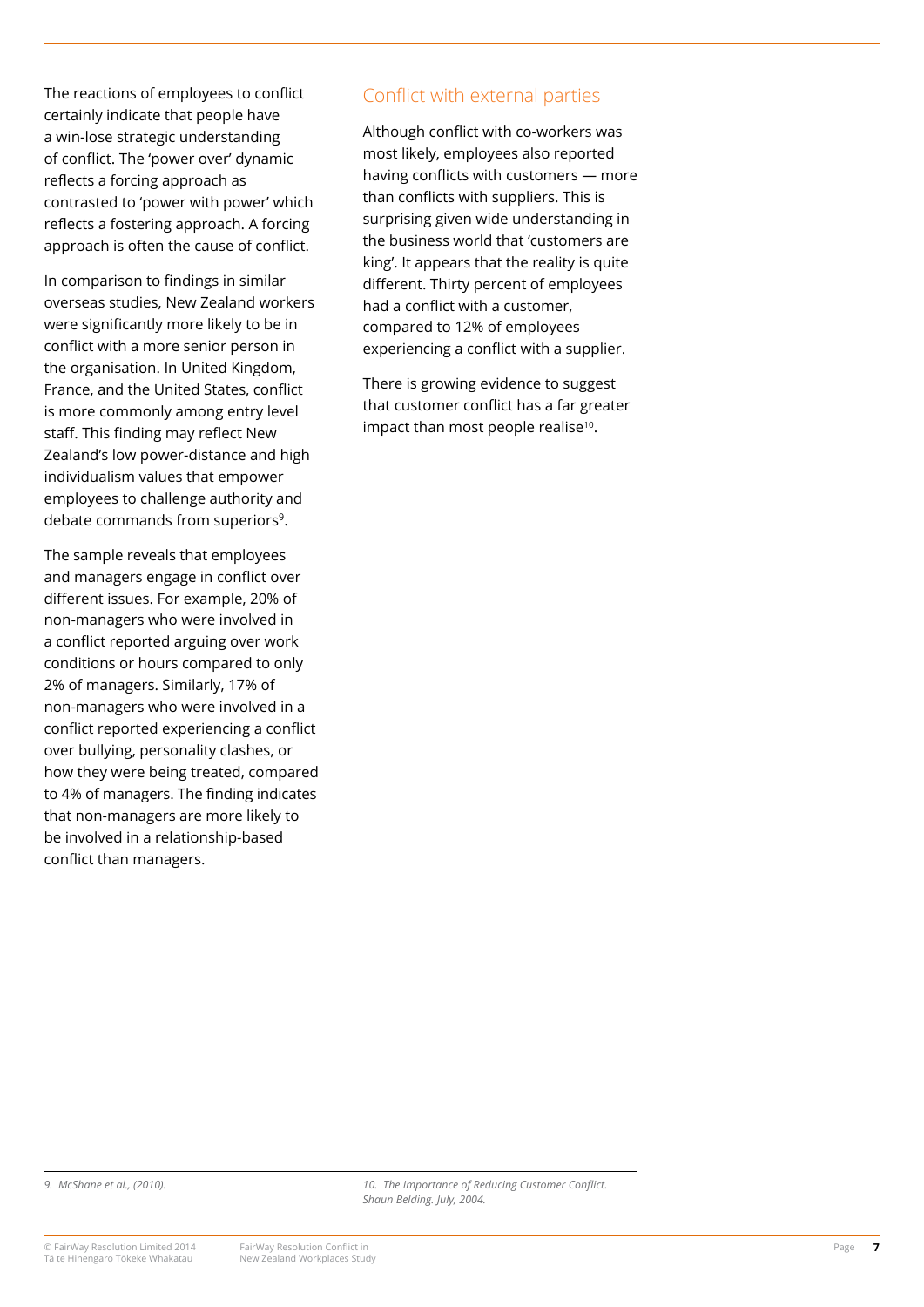The reactions of employees to conflict certainly indicate that people have a win-lose strategic understanding of conflict. The 'power over' dynamic reflects a forcing approach as contrasted to 'power with power' which reflects a fostering approach. A forcing approach is often the cause of conflict.

In comparison to findings in similar overseas studies, New Zealand workers were significantly more likely to be in conflict with a more senior person in the organisation. In United Kingdom, France, and the United States, conflict is more commonly among entry level staff. This finding may reflect New Zealand's low power-distance and high individualism values that empower employees to challenge authority and debate commands from superiors[9].

The sample reveals that employees and managers engage in conflict over different issues. For example, 20% of non-managers who were involved in a conflict reported arguing over work conditions or hours compared to only 2% of managers. Similarly, 17% of non-managers who were involved in a conflict reported experiencing a conflict over bullying, personality clashes, or how they were being treated, compared to 4% of managers. The finding indicates that non-managers are more likely to be involved in a relationship-based conflict than managers.

## Conflict with external parties

Although conflict with co-workers was most likely, employees also reported having conflicts with customers — more than conflicts with suppliers. This is surprising given wide understanding in the business world that 'customers are king'. It appears that the reality is quite different. Thirty percent of employees had a conflict with a customer, compared to 12% of employees experiencing a conflict with a supplier.

There is growing evidence to suggest that customer conflict has a far greater impact than most people realise[10].

---

*9. McShane et al., (2010).*

*10. The Importance of Reducing Customer Conflict. Shaun Belding. July, 2004.*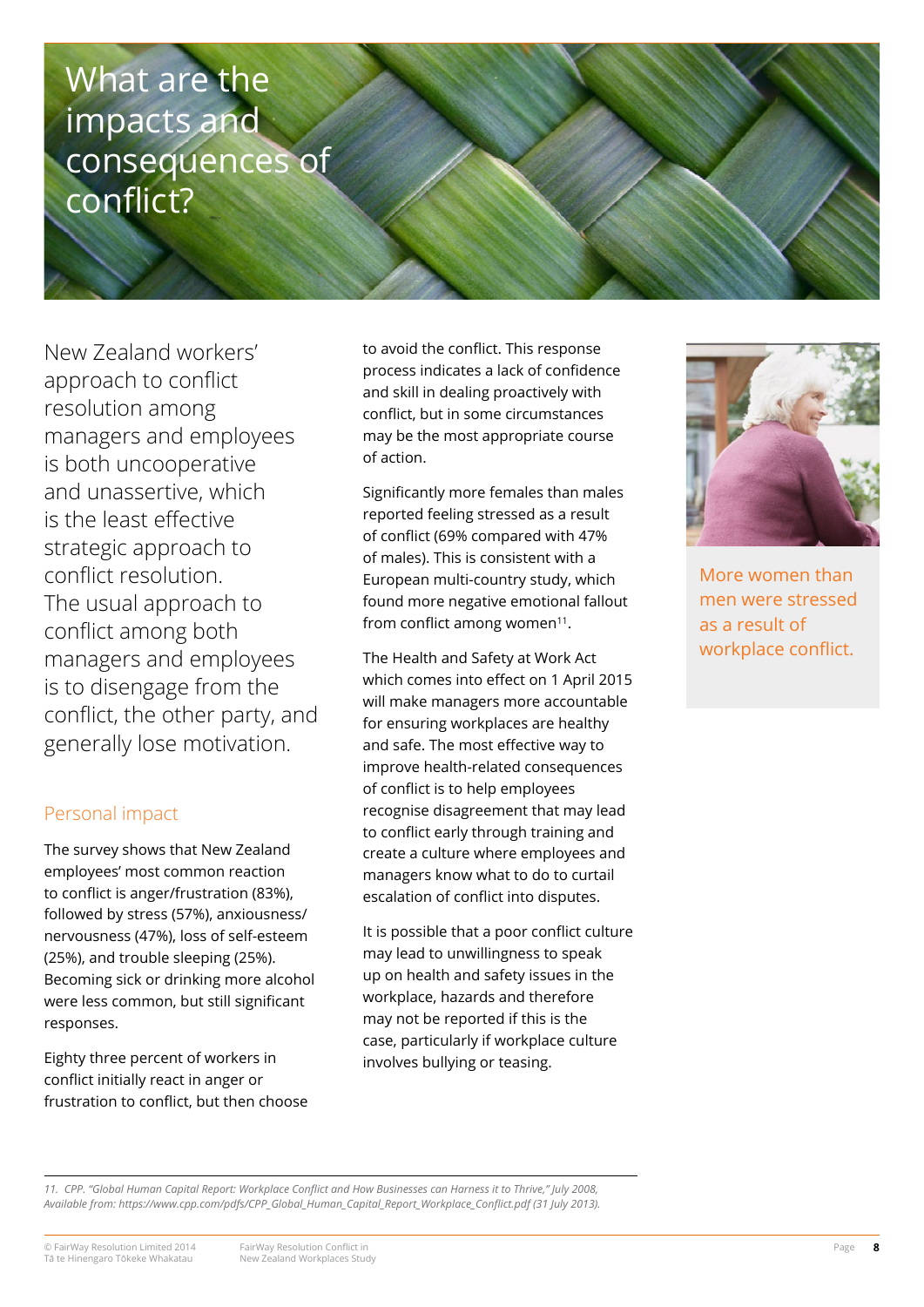# What are the impacts and consequences of conflict?

New Zealand workers' approach to conflict resolution among managers and employees is both uncooperative and unassertive, which is the least effective strategic approach to conflict resolution. The usual approach to conflict among both managers and employees is to disengage from the conflict, the other party, and generally lose motivation.

## Personal impact

The survey shows that New Zealand employees' most common reaction to conflict is anger/frustration (83%), followed by stress (57%), anxiousness/nervousness (47%), loss of self-esteem (25%), and trouble sleeping (25%). Becoming sick or drinking more alcohol were less common, but still significant responses.

Eighty three percent of workers in conflict initially react in anger or frustration to conflict, but then choose to avoid the conflict. This response process indicates a lack of confidence and skill in dealing proactively with conflict, but in some circumstances may be the most appropriate course of action.

Significantly more females than males reported feeling stressed as a result of conflict (69% compared with 47% of males). This is consistent with a European multi-country study, which found more negative emotional fallout from conflict among women[11].

The Health and Safety at Work Act which comes into effect on 1 April 2015 will make managers more accountable for ensuring workplaces are healthy and safe. The most effective way to improve health-related consequences of conflict is to help employees recognise disagreement that may lead to conflict early through training and create a culture where employees and managers know what to do to curtail escalation of conflict into disputes.

It is possible that a poor conflict culture may lead to unwillingness to speak up on health and safety issues in the workplace, hazards and therefore may not be reported if this is the case, particularly if workplace culture involves bullying or teasing.

More women than men were stressed as a result of workplace conflict.

---

11. CPP. *"Global Human Capital Report: Workplace Conflict and How Businesses can Harness it to Thrive," July 2008, Available from: https://www.cpp.com/pdfs/CPP_Global_Human_Capital_Report_Workplace_Conflict.pdf (31 July 2013).*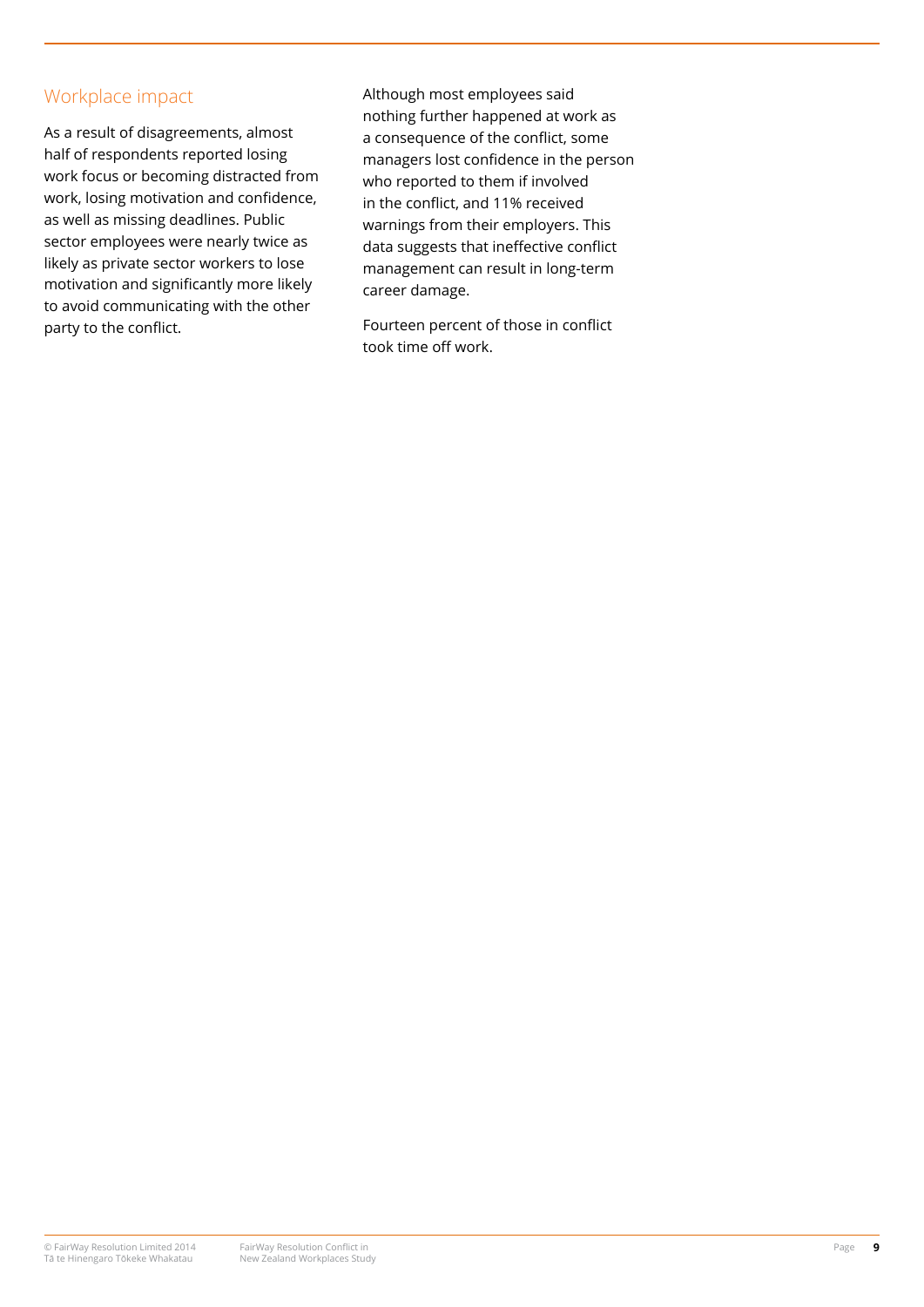## Workplace impact

As a result of disagreements, almost half of respondents reported losing work focus or becoming distracted from work, losing motivation and confidence, as well as missing deadlines. Public sector employees were nearly twice as likely as private sector workers to lose motivation and significantly more likely to avoid communicating with the other party to the conflict.

Although most employees said nothing further happened at work as a consequence of the conflict, some managers lost confidence in the person who reported to them if involved in the conflict, and 11% received warnings from their employers. This data suggests that ineffective conflict management can result in long-term career damage.

Fourteen percent of those in conflict took time off work.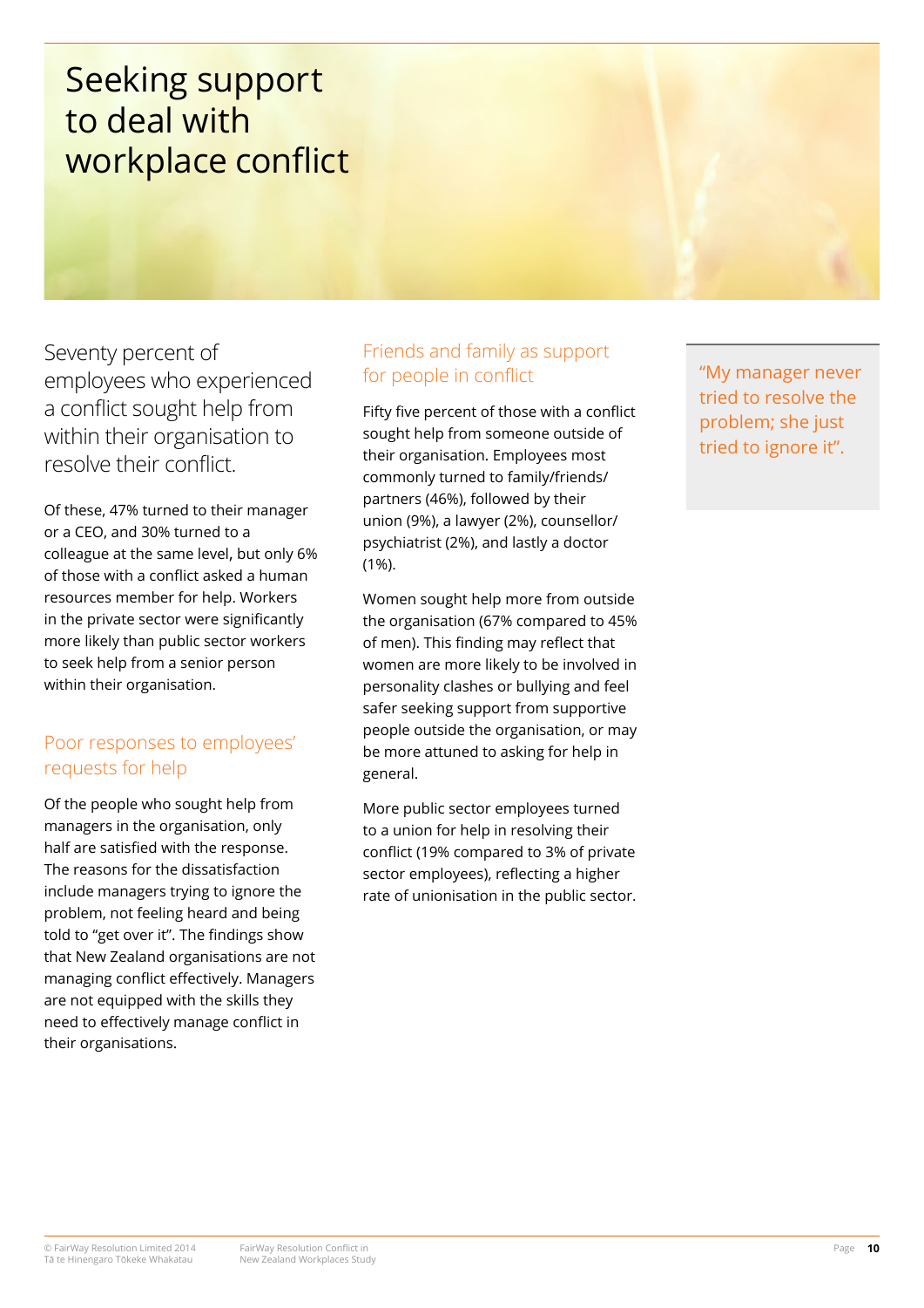# Seeking support to deal with workplace conflict

Seventy percent of employees who experienced a conflict sought help from within their organisation to resolve their conflict.

Of these, 47% turned to their manager or a CEO, and 30% turned to a colleague at the same level, but only 6% of those with a conflict asked a human resources member for help. Workers in the private sector were significantly more likely than public sector workers to seek help from a senior person within their organisation.

## Poor responses to employees' requests for help

Of the people who sought help from managers in the organisation, only half are satisfied with the response. The reasons for the dissatisfaction include managers trying to ignore the problem, not feeling heard and being told to "get over it". The findings show that New Zealand organisations are not managing conflict effectively. Managers are not equipped with the skills they need to effectively manage conflict in their organisations.

## Friends and family as support for people in conflict

Fifty five percent of those with a conflict sought help from someone outside of their organisation. Employees most commonly turned to family/friends/partners (46%), followed by their union (9%), a lawyer (2%), counsellor/psychiatrist (2%), and lastly a doctor (1%).

Women sought help more from outside the organisation (67% compared to 45% of men). This finding may reflect that women are more likely to be involved in personality clashes or bullying and feel safer seeking support from supportive people outside the organisation, or may be more attuned to asking for help in general.

More public sector employees turned to a union for help in resolving their conflict (19% compared to 3% of private sector employees), reflecting a higher rate of unionisation in the public sector.

> "My manager never tried to resolve the problem; she just tried to ignore it".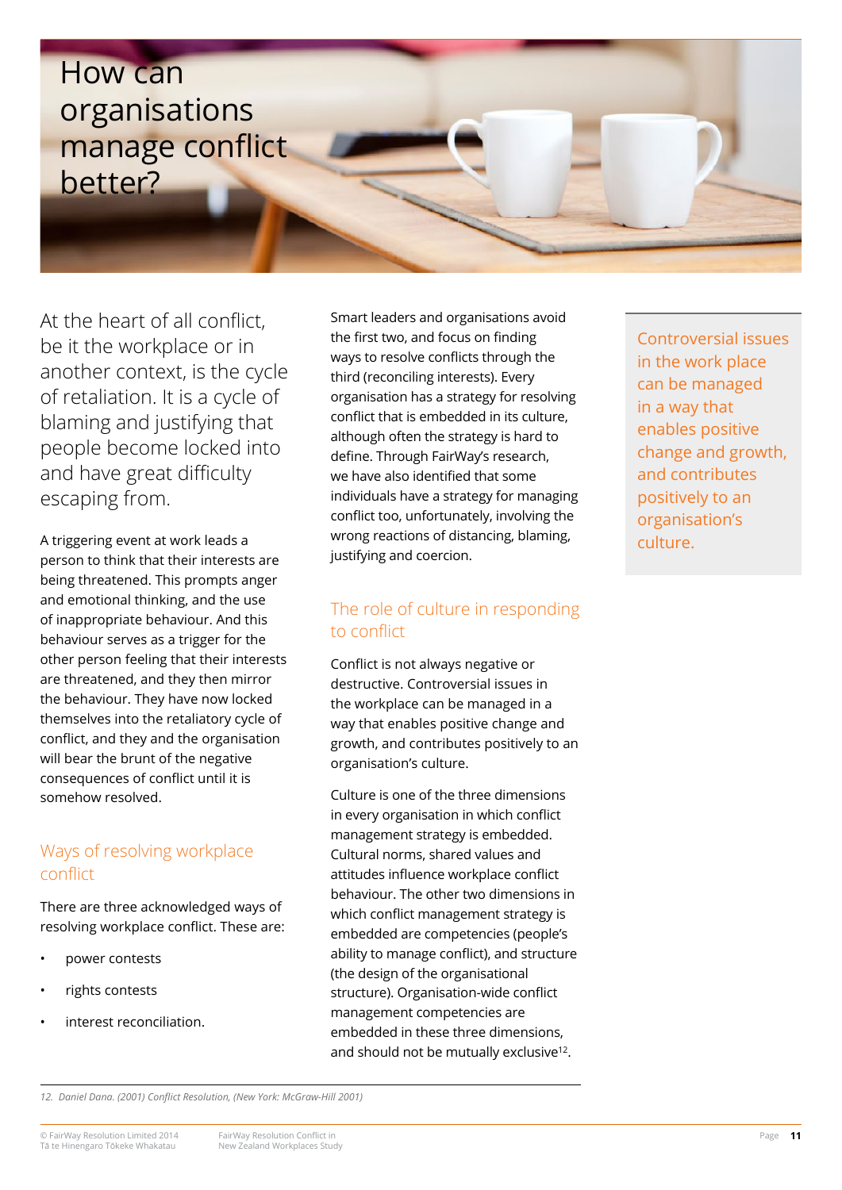# How can organisations manage conflict better?

At the heart of all conflict, be it the workplace or in another context, is the cycle of retaliation. It is a cycle of blaming and justifying that people become locked into and have great difficulty escaping from.

A triggering event at work leads a person to think that their interests are being threatened. This prompts anger and emotional thinking, and the use of inappropriate behaviour. And this behaviour serves as a trigger for the other person feeling that their interests are threatened, and they then mirror the behaviour. They have now locked themselves into the retaliatory cycle of conflict, and they and the organisation will bear the brunt of the negative consequences of conflict until it is somehow resolved.

## Ways of resolving workplace conflict

There are three acknowledged ways of resolving workplace conflict. These are:

- power contests
- rights contests
- interest reconciliation.

Smart leaders and organisations avoid the first two, and focus on finding ways to resolve conflicts through the third (reconciling interests). Every organisation has a strategy for resolving conflict that is embedded in its culture, although often the strategy is hard to define. Through FairWay's research, we have also identified that some individuals have a strategy for managing conflict too, unfortunately, involving the wrong reactions of distancing, blaming, justifying and coercion.

## The role of culture in responding to conflict

Conflict is not always negative or destructive. Controversial issues in the workplace can be managed in a way that enables positive change and growth, and contributes positively to an organisation's culture.

Culture is one of the three dimensions in every organisation in which conflict management strategy is embedded. Cultural norms, shared values and attitudes influence workplace conflict behaviour. The other two dimensions in which conflict management strategy is embedded are competencies (people's ability to manage conflict), and structure (the design of the organisational structure). Organisation-wide conflict management competencies are embedded in these three dimensions, and should not be mutually exclusive[12].

> Controversial issues in the work place can be managed in a way that enables positive change and growth, and contributes positively to an organisation's culture.

12. *Daniel Dana. (2001) Conflict Resolution, (New York: McGraw-Hill 2001)*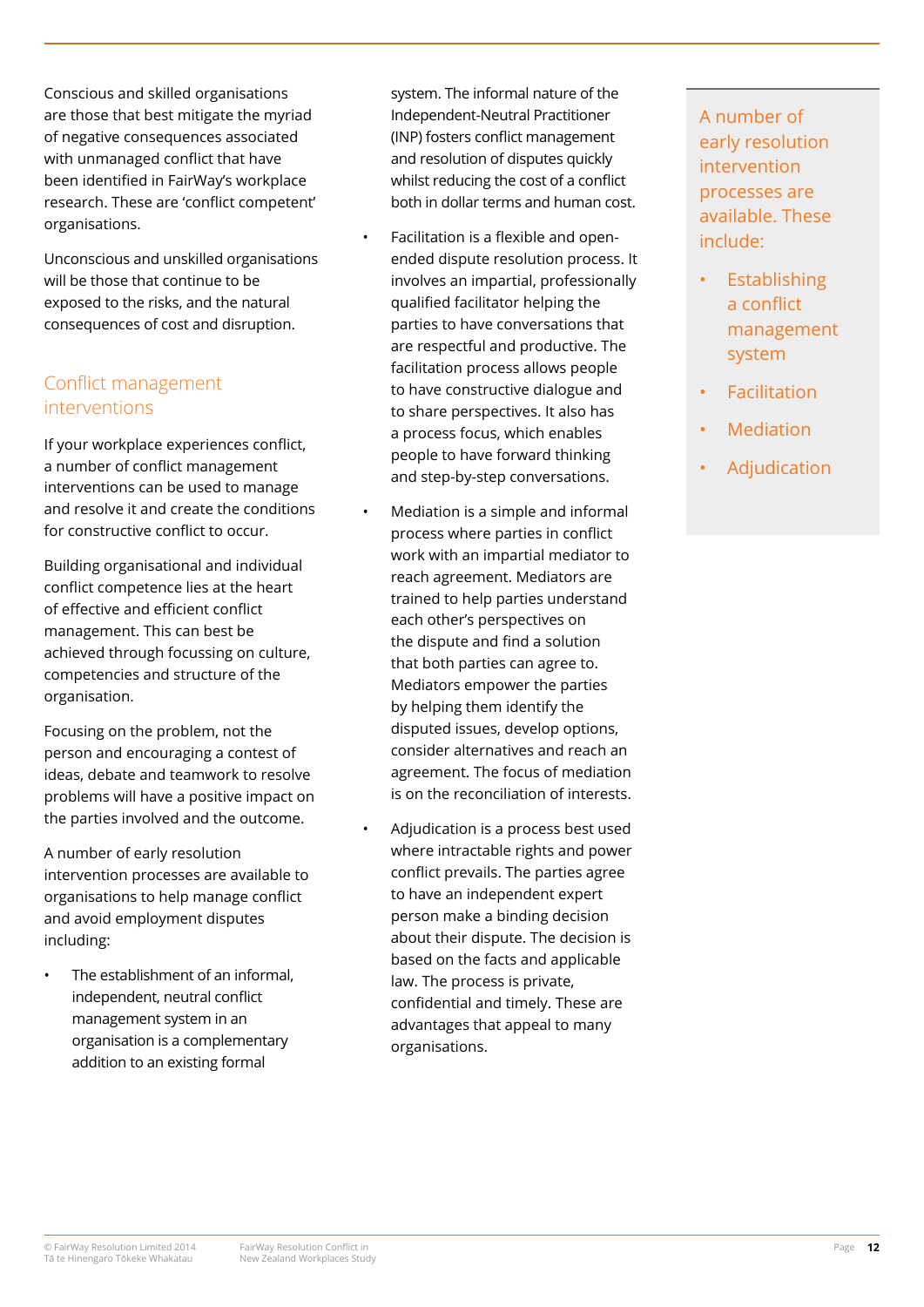Conscious and skilled organisations are those that best mitigate the myriad of negative consequences associated with unmanaged conflict that have been identified in FairWay's workplace research. These are 'conflict competent' organisations.

Unconscious and unskilled organisations will be those that continue to be exposed to the risks, and the natural consequences of cost and disruption.

## Conflict management interventions

If your workplace experiences conflict, a number of conflict management interventions can be used to manage and resolve it and create the conditions for constructive conflict to occur.

Building organisational and individual conflict competence lies at the heart of effective and efficient conflict management. This can best be achieved through focussing on culture, competencies and structure of the organisation.

Focusing on the problem, not the person and encouraging a contest of ideas, debate and teamwork to resolve problems will have a positive impact on the parties involved and the outcome.

A number of early resolution intervention processes are available to organisations to help manage conflict and avoid employment disputes including:

- The establishment of an informal, independent, neutral conflict management system in an organisation is a complementary addition to an existing formal system. The informal nature of the Independent-Neutral Practitioner (INP) fosters conflict management and resolution of disputes quickly whilst reducing the cost of a conflict both in dollar terms and human cost.
- Facilitation is a flexible and open-ended dispute resolution process. It involves an impartial, professionally qualified facilitator helping the parties to have conversations that are respectful and productive. The facilitation process allows people to have constructive dialogue and to share perspectives. It also has a process focus, which enables people to have forward thinking and step-by-step conversations.
- Mediation is a simple and informal process where parties in conflict work with an impartial mediator to reach agreement. Mediators are trained to help parties understand each other's perspectives on the dispute and find a solution that both parties can agree to. Mediators empower the parties by helping them identify the disputed issues, develop options, consider alternatives and reach an agreement. The focus of mediation is on the reconciliation of interests.
- Adjudication is a process best used where intractable rights and power conflict prevails. The parties agree to have an independent expert person make a binding decision about their dispute. The decision is based on the facts and applicable law. The process is private, confidential and timely. These are advantages that appeal to many organisations.

> A number of early resolution intervention processes are available. These include:
>
> - Establishing a conflict management system
> - Facilitation
> - Mediation
> - Adjudication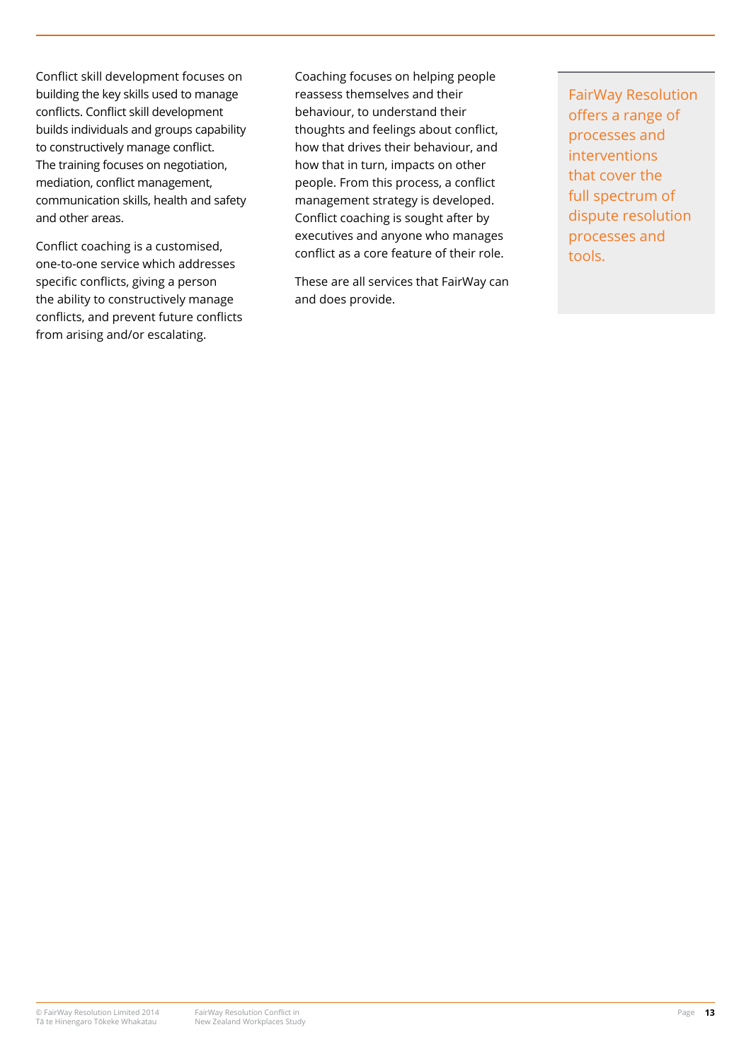Conflict skill development focuses on building the key skills used to manage conflicts. Conflict skill development builds individuals and groups capability to constructively manage conflict. The training focuses on negotiation, mediation, conflict management, communication skills, health and safety and other areas.

Conflict coaching is a customised, one-to-one service which addresses specific conflicts, giving a person the ability to constructively manage conflicts, and prevent future conflicts from arising and/or escalating.

Coaching focuses on helping people reassess themselves and their behaviour, to understand their thoughts and feelings about conflict, how that drives their behaviour, and how that in turn, impacts on other people. From this process, a conflict management strategy is developed. Conflict coaching is sought after by executives and anyone who manages conflict as a core feature of their role.

These are all services that FairWay can and does provide.

> FairWay Resolution offers a range of processes and interventions that cover the full spectrum of dispute resolution processes and tools.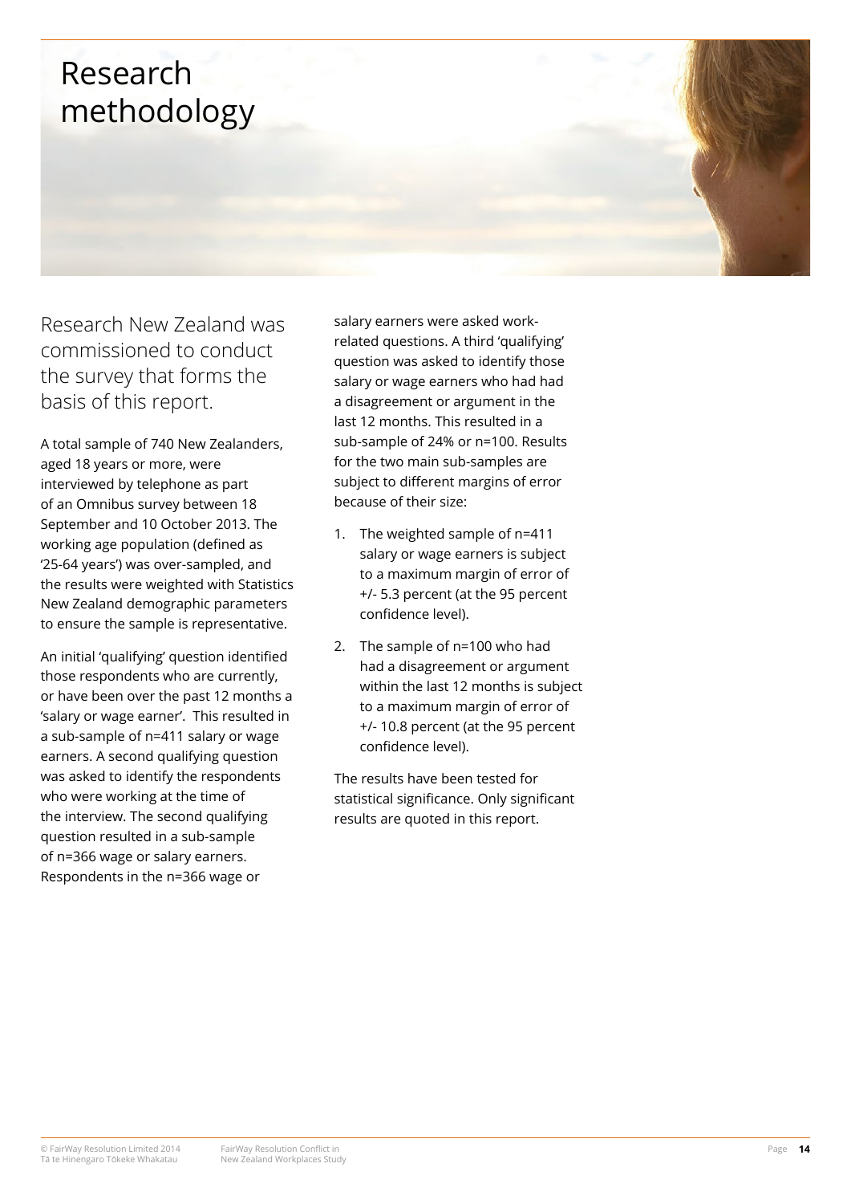# Research methodology

Research New Zealand was commissioned to conduct the survey that forms the basis of this report.

A total sample of 740 New Zealanders, aged 18 years or more, were interviewed by telephone as part of an Omnibus survey between 18 September and 10 October 2013. The working age population (defined as '25-64 years') was over-sampled, and the results were weighted with Statistics New Zealand demographic parameters to ensure the sample is representative.

An initial 'qualifying' question identified those respondents who are currently, or have been over the past 12 months a 'salary or wage earner'. This resulted in a sub-sample of n=411 salary or wage earners. A second qualifying question was asked to identify the respondents who were working at the time of the interview. The second qualifying question resulted in a sub-sample of n=366 wage or salary earners. Respondents in the n=366 wage or salary earners were asked work-related questions. A third 'qualifying' question was asked to identify those salary or wage earners who had had a disagreement or argument in the last 12 months. This resulted in a sub-sample of 24% or n=100. Results for the two main sub-samples are subject to different margins of error because of their size:

1. The weighted sample of n=411 salary or wage earners is subject to a maximum margin of error of +/- 5.3 percent (at the 95 percent confidence level).
2. The sample of n=100 who had had a disagreement or argument within the last 12 months is subject to a maximum margin of error of +/- 10.8 percent (at the 95 percent confidence level).

The results have been tested for statistical significance. Only significant results are quoted in this report.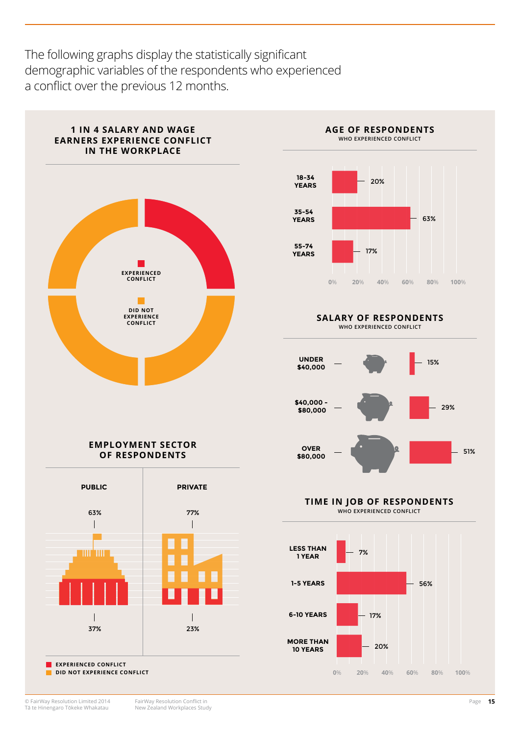The following graphs display the statistically significant demographic variables of the respondents who experienced a conflict over the previous 12 months.

## 1 IN 4 SALARY AND WAGE EARNERS EXPERIENCE CONFLICT IN THE WORKPLACE

- EXPERIENCED CONFLICT
- DID NOT EXPERIENCE CONFLICT

## EMPLOYMENT SECTOR OF RESPONDENTS

| | PUBLIC | PRIVATE |
|---|---|---|
| Did not experience conflict | 63% | 77% |
| Experienced conflict | 37% | 23% |

- EXPERIENCED CONFLICT
- DID NOT EXPERIENCE CONFLICT

## AGE OF RESPONDENTS

WHO EXPERIENCED CONFLICT

| Age | % |
|---|---|
| 18-34 YEARS | 20% |
| 35-54 YEARS | 63% |
| 55-74 YEARS | 17% |

## SALARY OF RESPONDENTS

WHO EXPERIENCED CONFLICT

| Salary | % |
|---|---|
| UNDER $40,000 | 15% |
| $40,000 - $80,000 | 29% |
| OVER $80,000 | 51% |

## TIME IN JOB OF RESPONDENTS

WHO EXPERIENCED CONFLICT

| Time in job | % |
|---|---|
| LESS THAN 1 YEAR | 7% |
| 1-5 YEARS | 56% |
| 6-10 YEARS | 17% |
| MORE THAN 10 YEARS | 20% |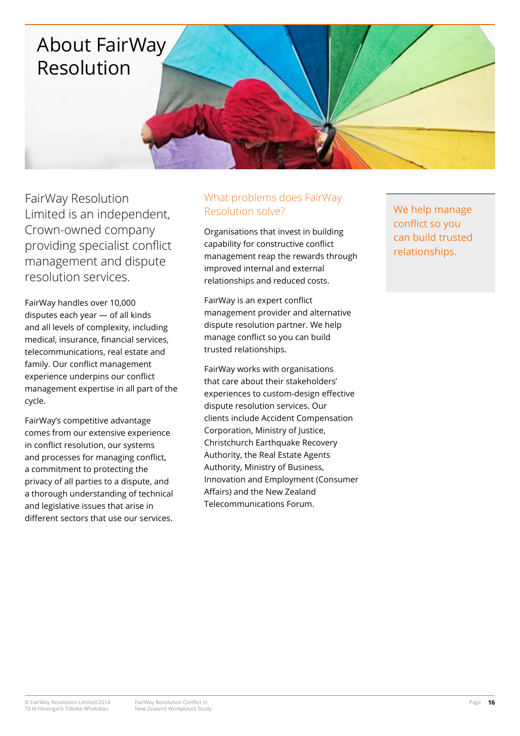# About FairWay Resolution

FairWay Resolution Limited is an independent, Crown-owned company providing specialist conflict management and dispute resolution services.

FairWay handles over 10,000 disputes each year — of all kinds and all levels of complexity, including medical, insurance, financial services, telecommunications, real estate and family. Our conflict management experience underpins our conflict management expertise in all part of the cycle.

FairWay's competitive advantage comes from our extensive experience in conflict resolution, our systems and processes for managing conflict, a commitment to protecting the privacy of all parties to a dispute, and a thorough understanding of technical and legislative issues that arise in different sectors that use our services.

## What problems does FairWay Resolution solve?

Organisations that invest in building capability for constructive conflict management reap the rewards through improved internal and external relationships and reduced costs.

FairWay is an expert conflict management provider and alternative dispute resolution partner. We help manage conflict so you can build trusted relationships.

FairWay works with organisations that care about their stakeholders' experiences to custom-design effective dispute resolution services. Our clients include Accident Compensation Corporation, Ministry of Justice, Christchurch Earthquake Recovery Authority, the Real Estate Agents Authority, Ministry of Business, Innovation and Employment (Consumer Affairs) and the New Zealand Telecommunications Forum.

> We help manage conflict so you can build trusted relationships.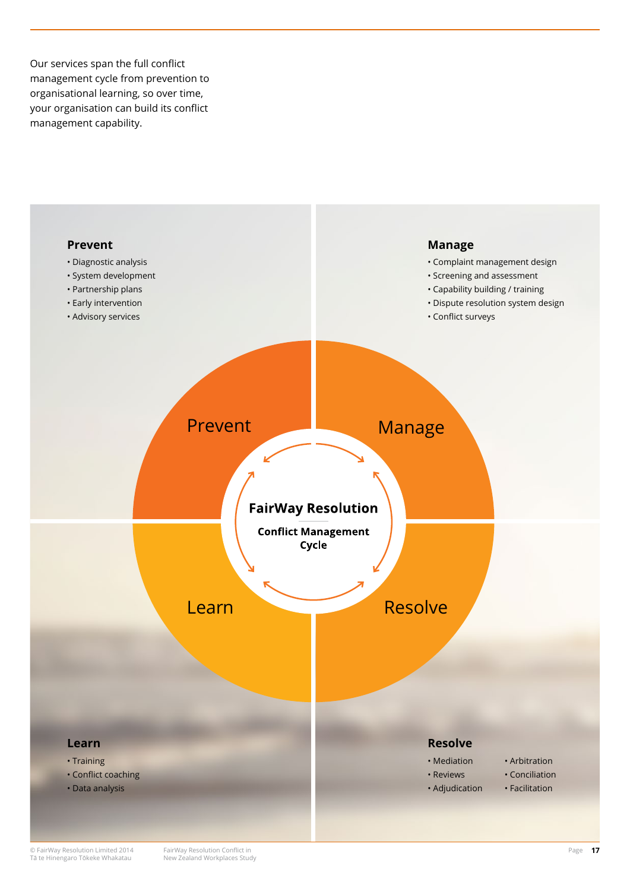Our services span the full conflict management cycle from prevention to organisational learning, so over time, your organisation can build its conflict management capability.

### Prevent

- Diagnostic analysis
- System development
- Partnership plans
- Early intervention
- Advisory services

### Manage

- Complaint management design
- Screening and assessment
- Capability building / training
- Dispute resolution system design
- Conflict surveys

Prevent

Manage

FairWay Resolution

Conflict Management Cycle

Learn

Resolve

### Learn

- Training
- Conflict coaching
- Data analysis

### Resolve

- Mediation
- Reviews
- Adjudication
- Arbitration
- Conciliation
- Facilitation